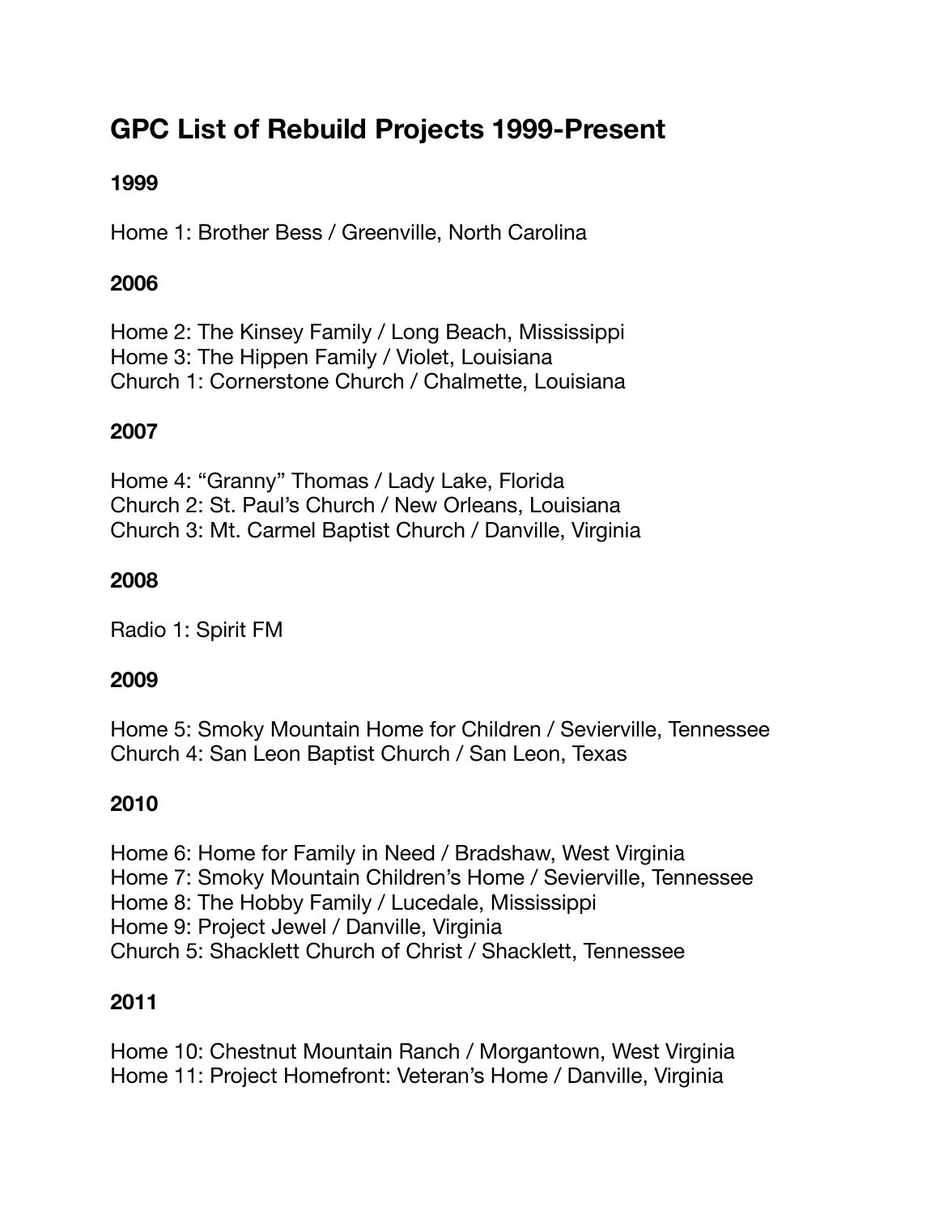# GPC List of Rebuild Projects 1999-Present

## 1999

Home 1: Brother Bess / Greenville, North Carolina

## 2006

Home 2: The Kinsey Family / Long Beach, Mississippi
Home 3: The Hippen Family / Violet, Louisiana
Church 1: Cornerstone Church / Chalmette, Louisiana

## 2007

Home 4: "Granny" Thomas / Lady Lake, Florida
Church 2: St. Paul's Church / New Orleans, Louisiana
Church 3: Mt. Carmel Baptist Church / Danville, Virginia

## 2008

Radio 1: Spirit FM

## 2009

Home 5: Smoky Mountain Home for Children / Sevierville, Tennessee
Church 4: San Leon Baptist Church / San Leon, Texas

## 2010

Home 6: Home for Family in Need / Bradshaw, West Virginia
Home 7: Smoky Mountain Children's Home / Sevierville, Tennessee
Home 8: The Hobby Family / Lucedale, Mississippi
Home 9: Project Jewel / Danville, Virginia
Church 5: Shacklett Church of Christ / Shacklett, Tennessee

## 2011

Home 10: Chestnut Mountain Ranch / Morgantown, West Virginia
Home 11: Project Homefront: Veteran's Home / Danville, Virginia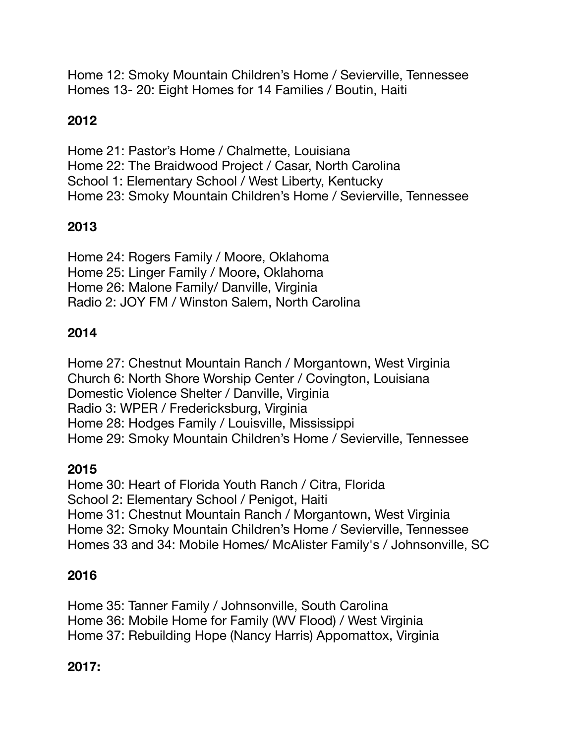Home 12: Smoky Mountain Children's Home / Sevierville, Tennessee
Homes 13- 20: Eight Homes for 14 Families / Boutin, Haiti

**2012**

Home 21: Pastor's Home / Chalmette, Louisiana
Home 22: The Braidwood Project / Casar, North Carolina
School 1: Elementary School / West Liberty, Kentucky
Home 23: Smoky Mountain Children's Home / Sevierville, Tennessee

**2013**

Home 24: Rogers Family / Moore, Oklahoma
Home 25: Linger Family / Moore, Oklahoma
Home 26: Malone Family/ Danville, Virginia
Radio 2: JOY FM / Winston Salem, North Carolina

**2014**

Home 27: Chestnut Mountain Ranch / Morgantown, West Virginia
Church 6: North Shore Worship Center / Covington, Louisiana
Domestic Violence Shelter / Danville, Virginia
Radio 3: WPER / Fredericksburg, Virginia
Home 28: Hodges Family / Louisville, Mississippi
Home 29: Smoky Mountain Children's Home / Sevierville, Tennessee

**2015**

Home 30: Heart of Florida Youth Ranch / Citra, Florida
School 2: Elementary School / Penigot, Haiti
Home 31: Chestnut Mountain Ranch / Morgantown, West Virginia
Home 32: Smoky Mountain Children's Home / Sevierville, Tennessee
Homes 33 and 34: Mobile Homes/ McAlister Family's / Johnsonville, SC

**2016**

Home 35: Tanner Family / Johnsonville, South Carolina
Home 36: Mobile Home for Family (WV Flood) / West Virginia
Home 37: Rebuilding Hope (Nancy Harris) Appomattox, Virginia

**2017:**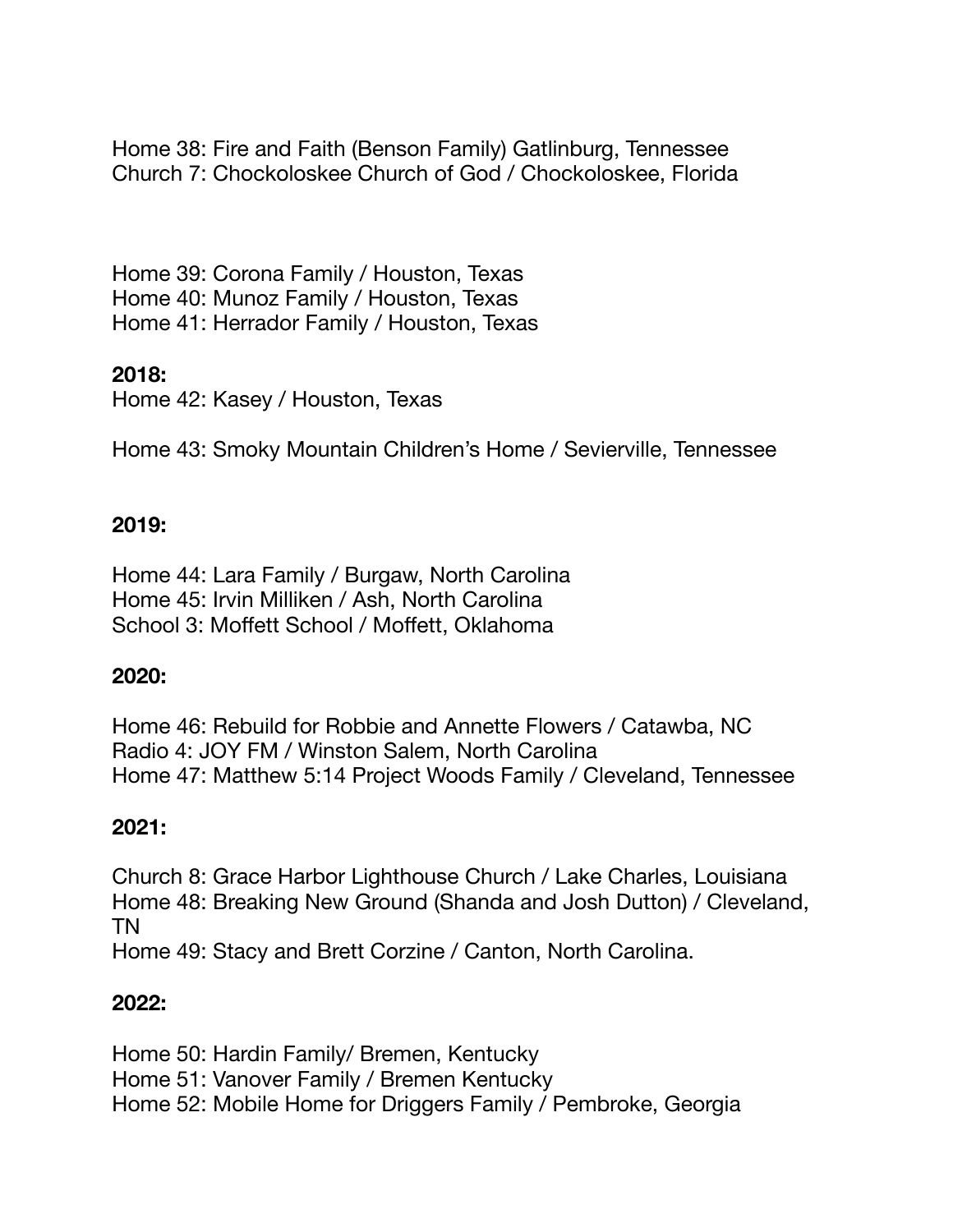Home 38: Fire and Faith (Benson Family) Gatlinburg, Tennessee
Church 7: Chockoloskee Church of God / Chockoloskee, Florida

Home 39: Corona Family / Houston, Texas
Home 40: Munoz Family / Houston, Texas
Home 41: Herrador Family / Houston, Texas

**2018:**
Home 42: Kasey / Houston, Texas

Home 43: Smoky Mountain Children's Home / Sevierville, Tennessee

**2019:**

Home 44: Lara Family / Burgaw, North Carolina
Home 45: Irvin Milliken / Ash, North Carolina
School 3: Moffett School / Moffett, Oklahoma

**2020:**

Home 46: Rebuild for Robbie and Annette Flowers / Catawba, NC
Radio 4: JOY FM / Winston Salem, North Carolina
Home 47: Matthew 5:14 Project Woods Family / Cleveland, Tennessee

**2021:**

Church 8: Grace Harbor Lighthouse Church / Lake Charles, Louisiana
Home 48: Breaking New Ground (Shanda and Josh Dutton) / Cleveland, TN
Home 49: Stacy and Brett Corzine / Canton, North Carolina.

**2022:**

Home 50: Hardin Family/ Bremen, Kentucky
Home 51: Vanover Family / Bremen Kentucky
Home 52: Mobile Home for Driggers Family / Pembroke, Georgia